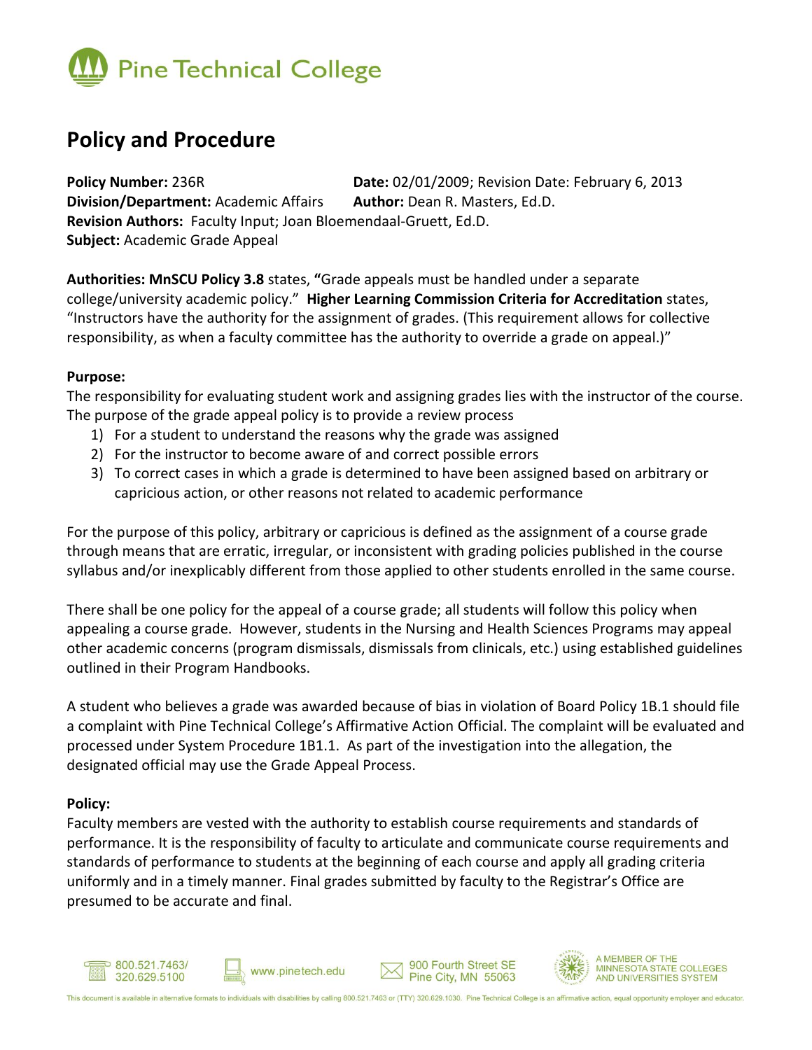# Pine Technical College

## Policy and Procedure

**Policy Number:** 236R **Date:** 02/01/2009; Revision Date: February 6, 2013
**Division/Department:** Academic Affairs **Author:** Dean R. Masters, Ed.D.
**Revision Authors:** Faculty Input; Joan Bloemendaal-Gruett, Ed.D.
**Subject:** Academic Grade Appeal

**Authorities: MnSCU Policy 3.8** states, **"**Grade appeals must be handled under a separate college/university academic policy." **Higher Learning Commission Criteria for Accreditation** states, "Instructors have the authority for the assignment of grades. (This requirement allows for collective responsibility, as when a faculty committee has the authority to override a grade on appeal.)"

**Purpose:**
The responsibility for evaluating student work and assigning grades lies with the instructor of the course. The purpose of the grade appeal policy is to provide a review process

1) For a student to understand the reasons why the grade was assigned
2) For the instructor to become aware of and correct possible errors
3) To correct cases in which a grade is determined to have been assigned based on arbitrary or capricious action, or other reasons not related to academic performance

For the purpose of this policy, arbitrary or capricious is defined as the assignment of a course grade through means that are erratic, irregular, or inconsistent with grading policies published in the course syllabus and/or inexplicably different from those applied to other students enrolled in the same course.

There shall be one policy for the appeal of a course grade; all students will follow this policy when appealing a course grade. However, students in the Nursing and Health Sciences Programs may appeal other academic concerns (program dismissals, dismissals from clinicals, etc.) using established guidelines outlined in their Program Handbooks.

A student who believes a grade was awarded because of bias in violation of Board Policy 1B.1 should file a complaint with Pine Technical College's Affirmative Action Official. The complaint will be evaluated and processed under System Procedure 1B1.1. As part of the investigation into the allegation, the designated official may use the Grade Appeal Process.

**Policy:**
Faculty members are vested with the authority to establish course requirements and standards of performance. It is the responsibility of faculty to articulate and communicate course requirements and standards of performance to students at the beginning of each course and apply all grading criteria uniformly and in a timely manner. Final grades submitted by faculty to the Registrar's Office are presumed to be accurate and final.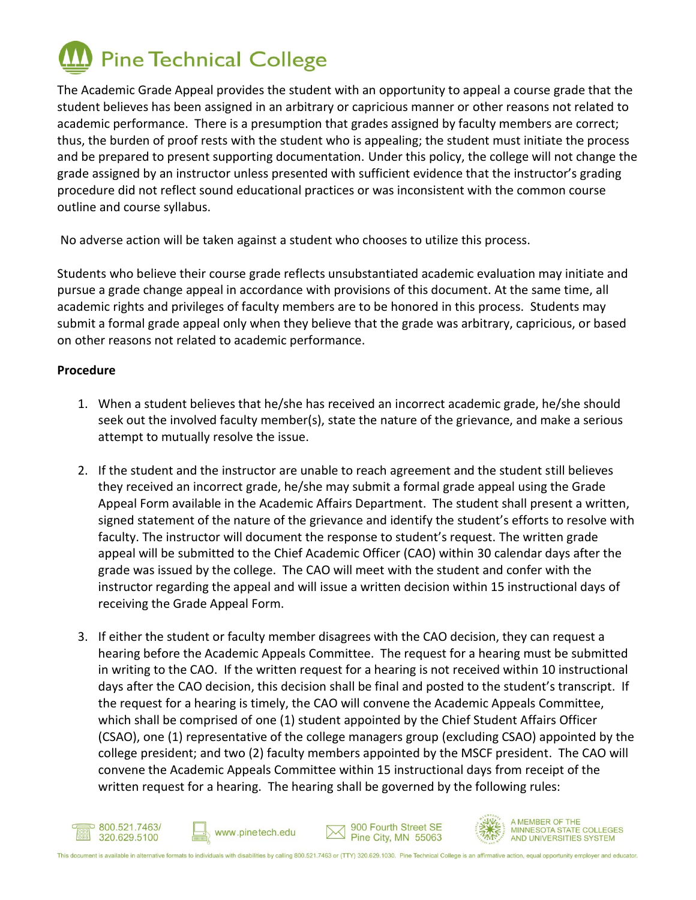# Pine Technical College

The Academic Grade Appeal provides the student with an opportunity to appeal a course grade that the student believes has been assigned in an arbitrary or capricious manner or other reasons not related to academic performance. There is a presumption that grades assigned by faculty members are correct; thus, the burden of proof rests with the student who is appealing; the student must initiate the process and be prepared to present supporting documentation. Under this policy, the college will not change the grade assigned by an instructor unless presented with sufficient evidence that the instructor's grading procedure did not reflect sound educational practices or was inconsistent with the common course outline and course syllabus.

No adverse action will be taken against a student who chooses to utilize this process.

Students who believe their course grade reflects unsubstantiated academic evaluation may initiate and pursue a grade change appeal in accordance with provisions of this document. At the same time, all academic rights and privileges of faculty members are to be honored in this process. Students may submit a formal grade appeal only when they believe that the grade was arbitrary, capricious, or based on other reasons not related to academic performance.

**Procedure**

1. When a student believes that he/she has received an incorrect academic grade, he/she should seek out the involved faculty member(s), state the nature of the grievance, and make a serious attempt to mutually resolve the issue.

2. If the student and the instructor are unable to reach agreement and the student still believes they received an incorrect grade, he/she may submit a formal grade appeal using the Grade Appeal Form available in the Academic Affairs Department. The student shall present a written, signed statement of the nature of the grievance and identify the student's efforts to resolve with faculty. The instructor will document the response to student's request. The written grade appeal will be submitted to the Chief Academic Officer (CAO) within 30 calendar days after the grade was issued by the college. The CAO will meet with the student and confer with the instructor regarding the appeal and will issue a written decision within 15 instructional days of receiving the Grade Appeal Form.

3. If either the student or faculty member disagrees with the CAO decision, they can request a hearing before the Academic Appeals Committee. The request for a hearing must be submitted in writing to the CAO. If the written request for a hearing is not received within 10 instructional days after the CAO decision, this decision shall be final and posted to the student's transcript. If the request for a hearing is timely, the CAO will convene the Academic Appeals Committee, which shall be comprised of one (1) student appointed by the Chief Student Affairs Officer (CSAO), one (1) representative of the college managers group (excluding CSAO) appointed by the college president; and two (2) faculty members appointed by the MSCF president. The CAO will convene the Academic Appeals Committee within 15 instructional days from receipt of the written request for a hearing. The hearing shall be governed by the following rules: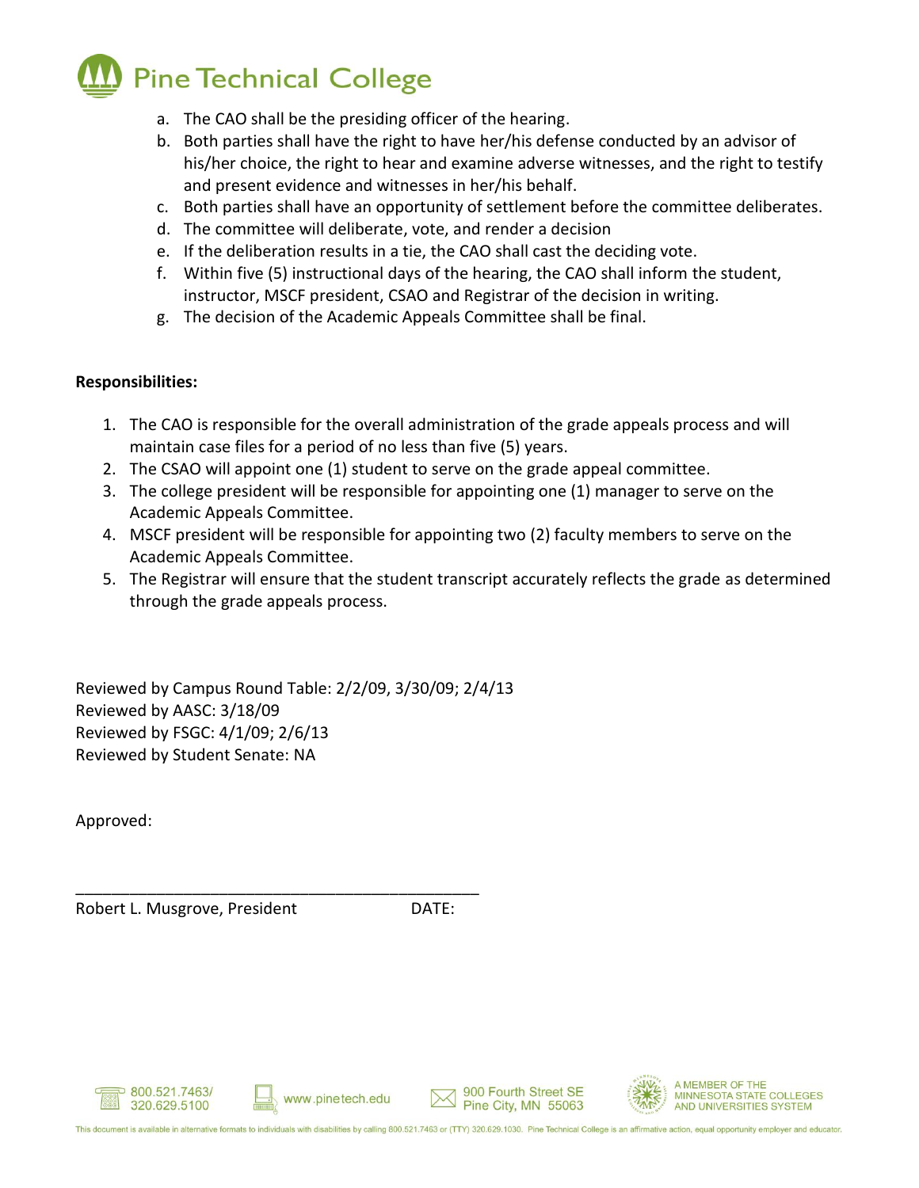a. The CAO shall be the presiding officer of the hearing.
b. Both parties shall have the right to have her/his defense conducted by an advisor of his/her choice, the right to hear and examine adverse witnesses, and the right to testify and present evidence and witnesses in her/his behalf.
c. Both parties shall have an opportunity of settlement before the committee deliberates.
d. The committee will deliberate, vote, and render a decision
e. If the deliberation results in a tie, the CAO shall cast the deciding vote.
f. Within five (5) instructional days of the hearing, the CAO shall inform the student, instructor, MSCF president, CSAO and Registrar of the decision in writing.
g. The decision of the Academic Appeals Committee shall be final.

**Responsibilities:**

1. The CAO is responsible for the overall administration of the grade appeals process and will maintain case files for a period of no less than five (5) years.
2. The CSAO will appoint one (1) student to serve on the grade appeal committee.
3. The college president will be responsible for appointing one (1) manager to serve on the Academic Appeals Committee.
4. MSCF president will be responsible for appointing two (2) faculty members to serve on the Academic Appeals Committee.
5. The Registrar will ensure that the student transcript accurately reflects the grade as determined through the grade appeals process.

Reviewed by Campus Round Table: 2/2/09, 3/30/09; 2/4/13
Reviewed by AASC: 3/18/09
Reviewed by FSGC: 4/1/09; 2/6/13
Reviewed by Student Senate: NA

Approved:

_______________________________________________
Robert L. Musgrove, President DATE: